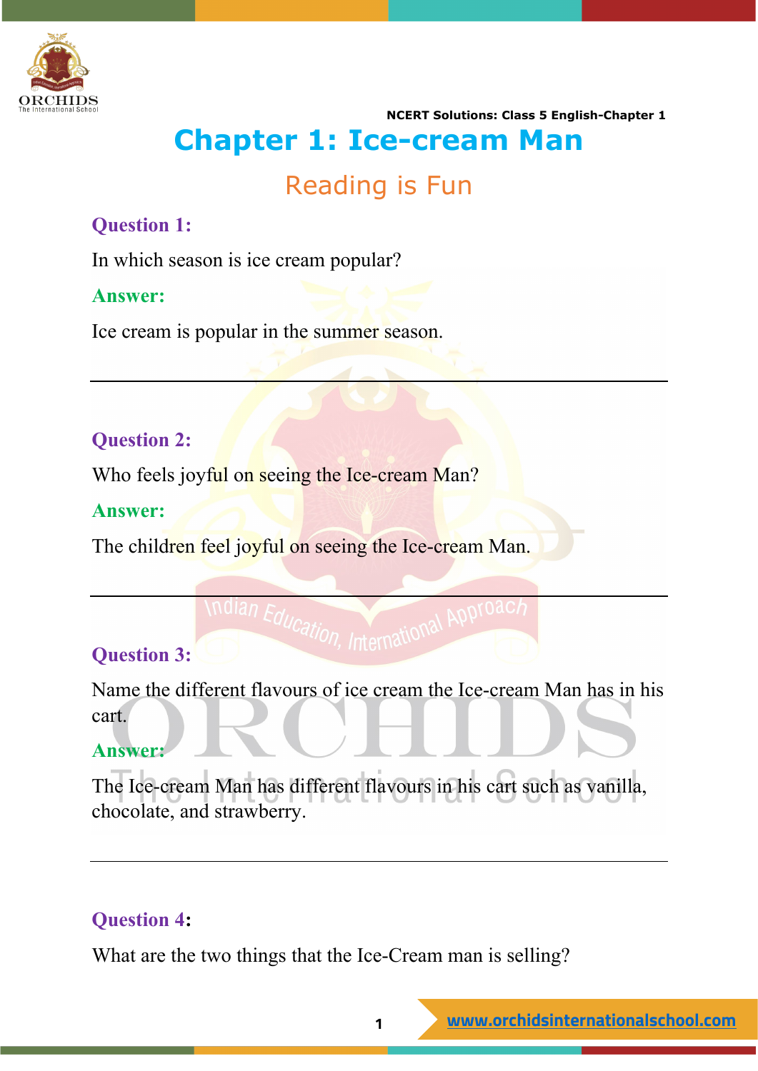# Chapter 1: Ice-cream Man

## Reading is Fun

**Question 1:**

In which season is ice cream popular?

**Answer:**

Ice cream is popular in the summer season.

---

**Question 2:**

Who feels joyful on seeing the Ice-cream Man?

**Answer:**

The children feel joyful on seeing the Ice-cream Man.

---

**Question 3:**

Name the different flavours of ice cream the Ice-cream Man has in his cart.

**Answer:**

The Ice-cream Man has different flavours in his cart such as vanilla, chocolate, and strawberry.

---

**Question 4:**

What are the two things that the Ice-Cream man is selling?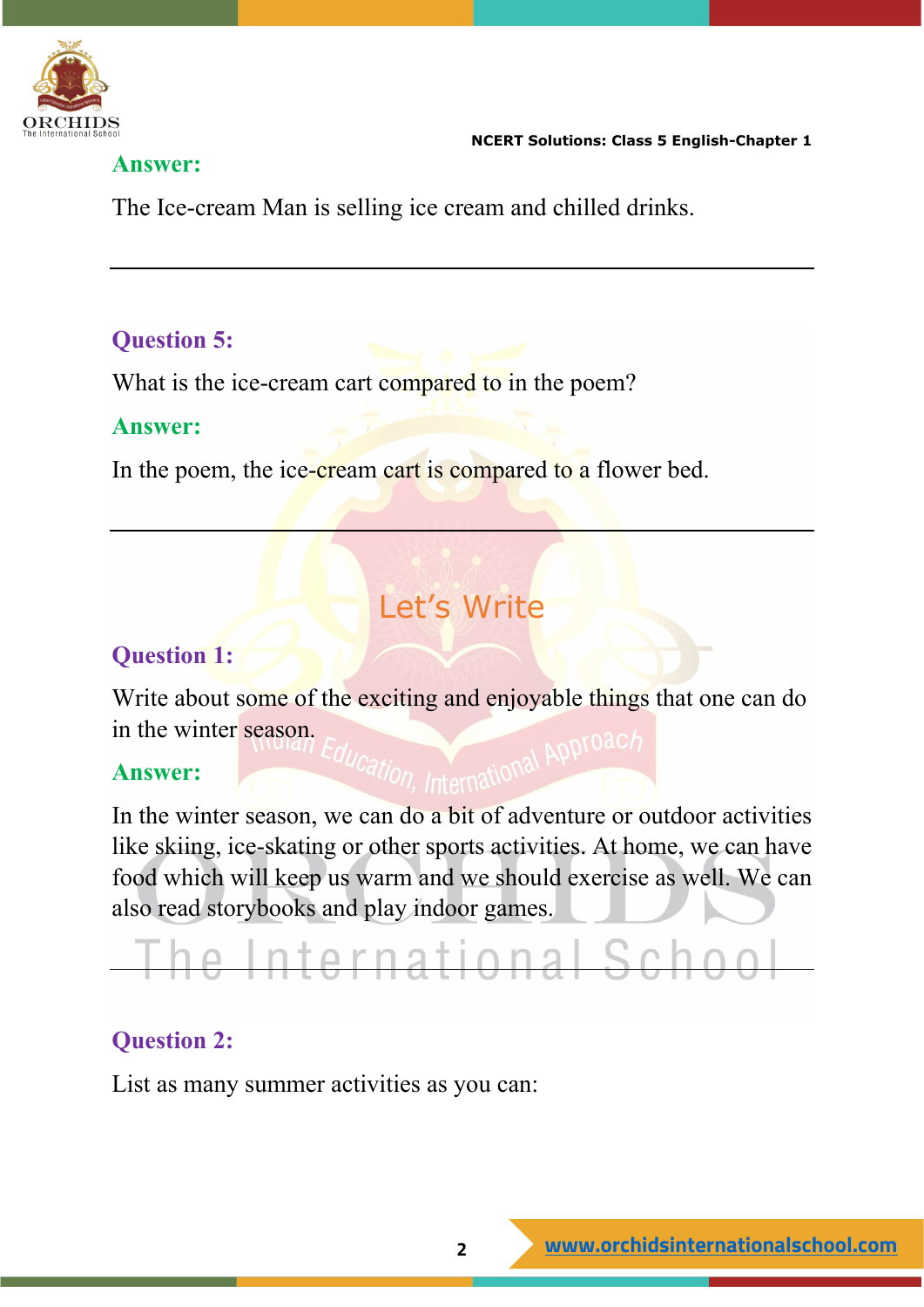**Answer:**

The Ice-cream Man is selling ice cream and chilled drinks.

---

**Question 5:**

What is the ice-cream cart compared to in the poem?

**Answer:**

In the poem, the ice-cream cart is compared to a flower bed.

---

## Let's Write

**Question 1:**

Write about some of the exciting and enjoyable things that one can do in the winter season.

**Answer:**

In the winter season, we can do a bit of adventure or outdoor activities like skiing, ice-skating or other sports activities. At home, we can have food which will keep us warm and we should exercise as well. We can also read storybooks and play indoor games.

---

**Question 2:**

List as many summer activities as you can: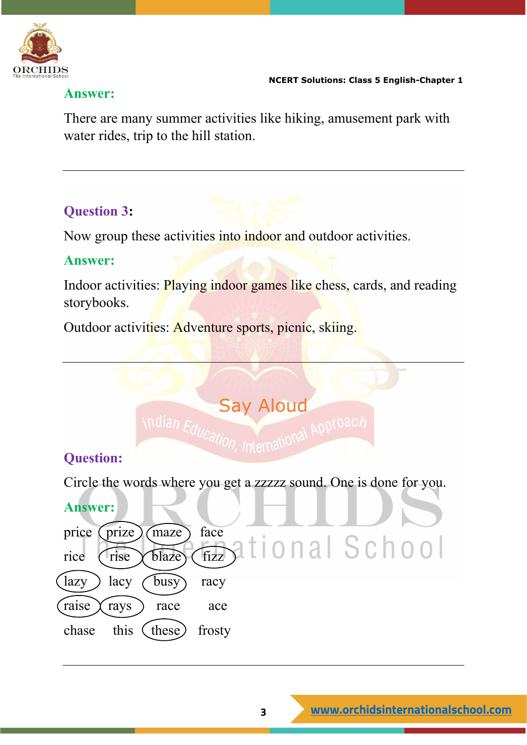**Answer:**

There are many summer activities like hiking, amusement park with water rides, trip to the hill station.

---

**Question 3:**

Now group these activities into indoor and outdoor activities.

**Answer:**

Indoor activities: Playing indoor games like chess, cards, and reading storybooks.

Outdoor activities: Adventure sports, picnic, skiing.

---

## Say Aloud

**Question:**

Circle the words where you get a zzzzz sound. One is done for you.

**Answer:**

| | | | |
|---|---|---|---|
| price | (prize) | (maze) | face |
| rice | (rise) | (blaze) | (fizz) |
| (lazy) | lacy | (busy) | racy |
| (raise) | (rays) | race | ace |
| chase | this | (these) | frosty |

---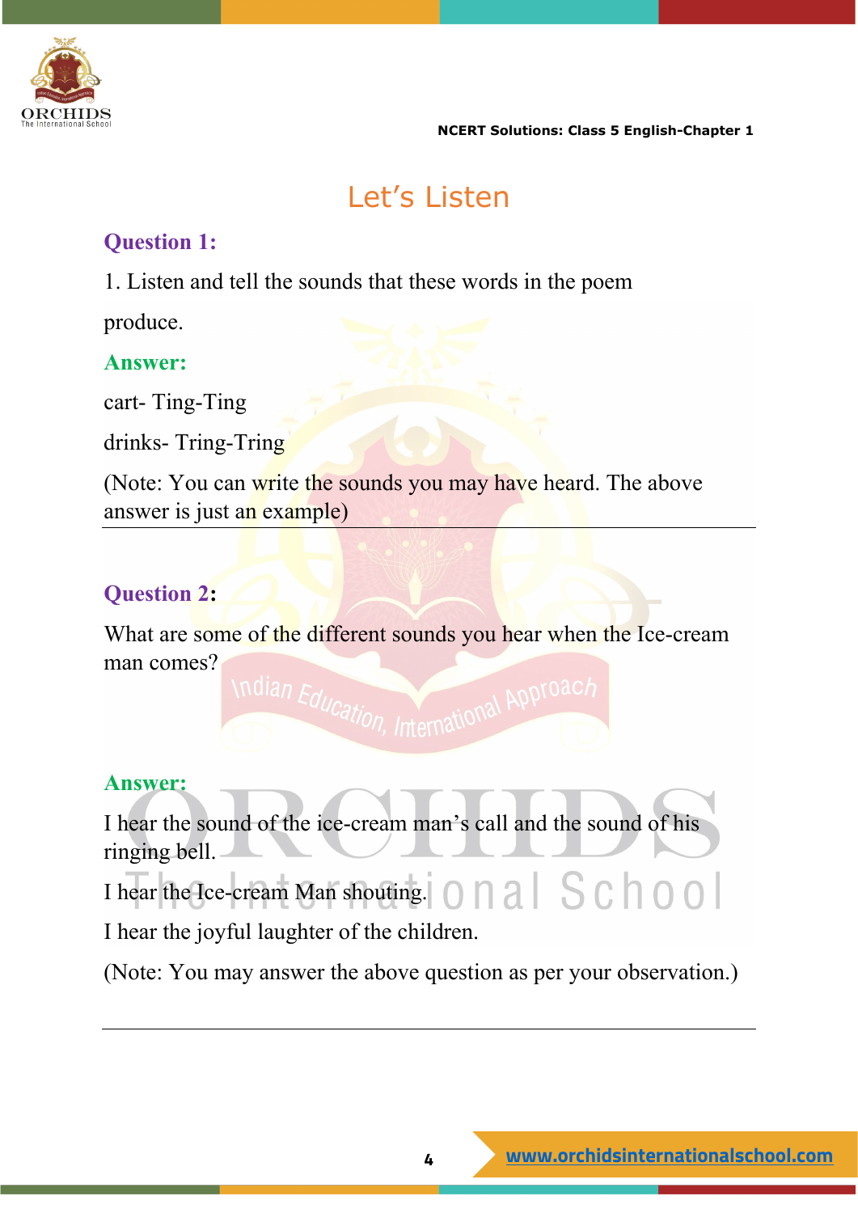## Let's Listen

**Question 1:**

1. Listen and tell the sounds that these words in the poem produce.

**Answer:**

cart- Ting-Ting

drinks- Tring-Tring

(Note: You can write the sounds you may have heard. The above answer is just an example)

---

**Question 2:**

What are some of the different sounds you hear when the Ice-cream man comes?

**Answer:**

I hear the sound of the ice-cream man's call and the sound of his ringing bell.

I hear the Ice-cream Man shouting.

I hear the joyful laughter of the children.

(Note: You may answer the above question as per your observation.)

---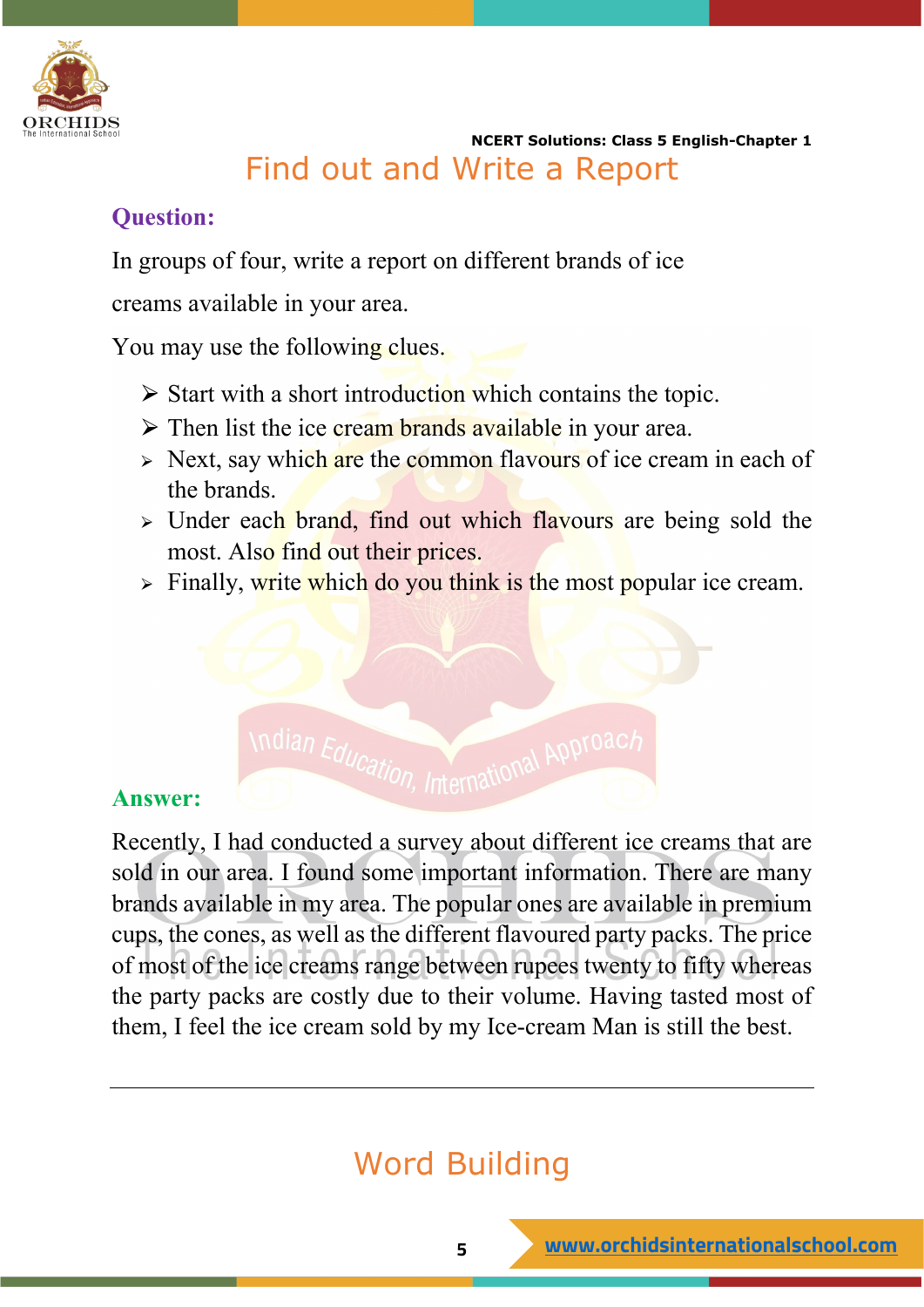## Find out and Write a Report

**Question:**

In groups of four, write a report on different brands of ice creams available in your area.

You may use the following clues.

- Start with a short introduction which contains the topic.
- Then list the ice cream brands available in your area.
- Next, say which are the common flavours of ice cream in each of the brands.
- Under each brand, find out which flavours are being sold the most. Also find out their prices.
- Finally, write which do you think is the most popular ice cream.

**Answer:**

Recently, I had conducted a survey about different ice creams that are sold in our area. I found some important information. There are many brands available in my area. The popular ones are available in premium cups, the cones, as well as the different flavoured party packs. The price of most of the ice creams range between rupees twenty to fifty whereas the party packs are costly due to their volume. Having tasted most of them, I feel the ice cream sold by my Ice-cream Man is still the best.

---

## Word Building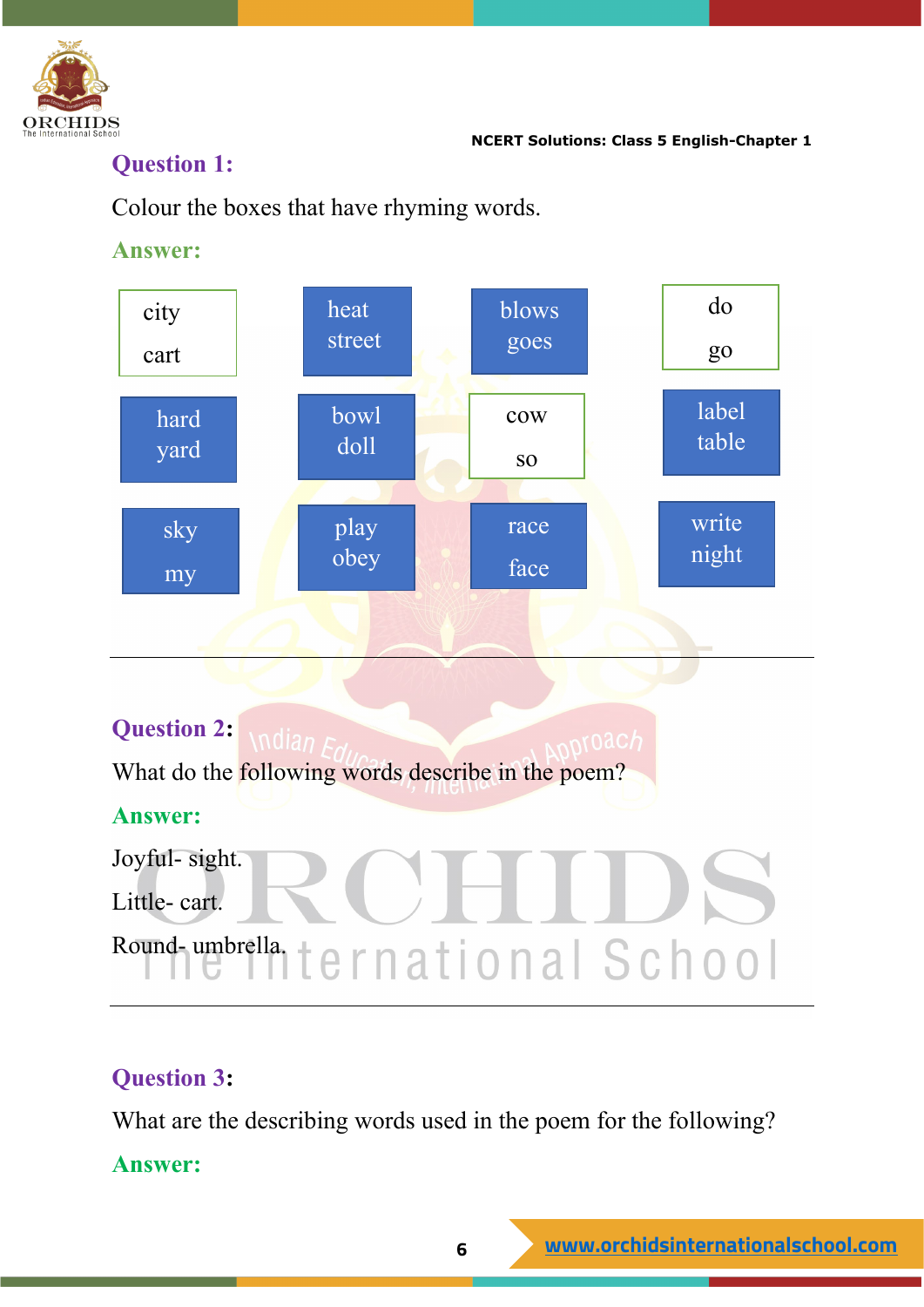**Question 1:**

Colour the boxes that have rhyming words.

**Answer:**

| | | | |
|---|---|---|---|
| city cart | heat street | blows goes | do go |
| hard yard | bowl doll | cow so | label table |
| sky my | play obey | race face | write night |

---

**Question 2:**

What do the following words describe in the poem?

**Answer:**

Joyful- sight.

Little- cart.

Round- umbrella.

---

**Question 3:**

What are the describing words used in the poem for the following?

**Answer:**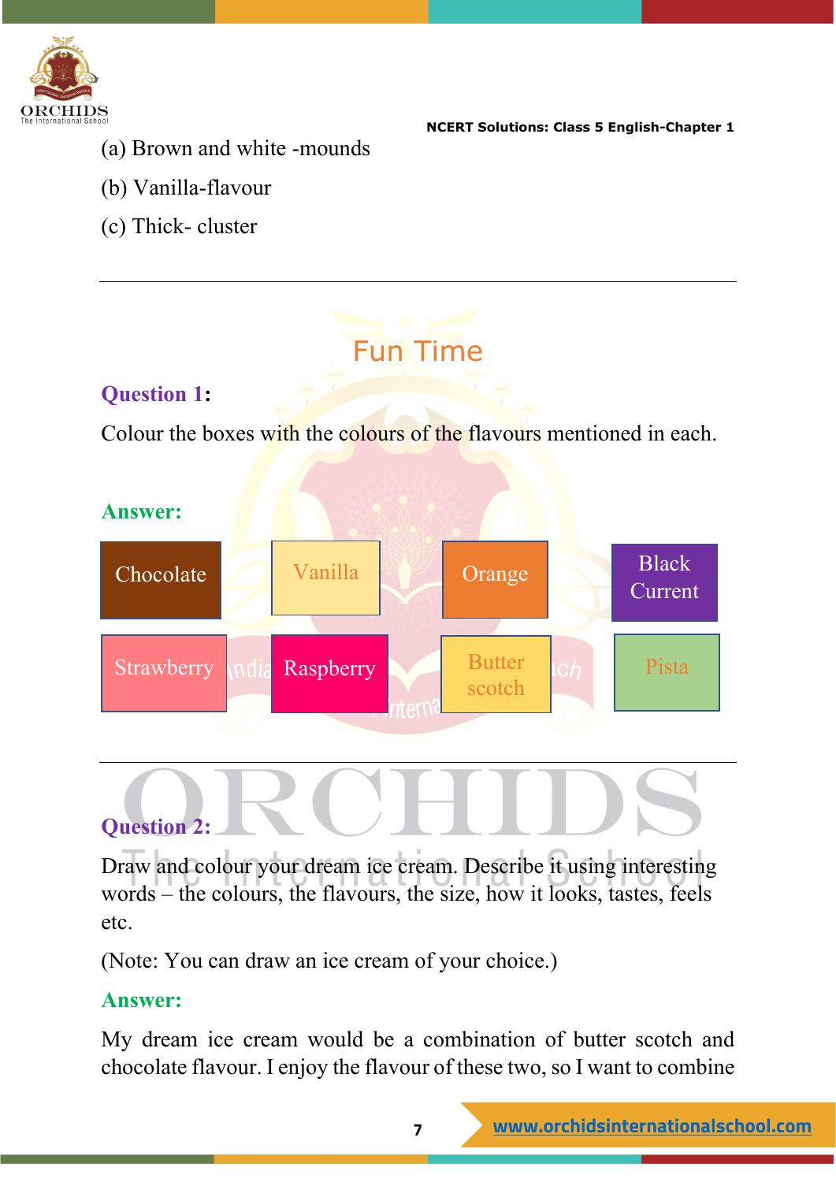(a) Brown and white -mounds

(b) Vanilla-flavour

(c) Thick- cluster

---

## Fun Time

**Question 1:**

Colour the boxes with the colours of the flavours mentioned in each.

**Answer:**

| Chocolate | Vanilla | Orange | Black Current |
|---|---|---|---|
| Strawberry | Raspberry | Butter scotch | Pista |

---

**Question 2:**

Draw and colour your dream ice cream. Describe it using interesting words – the colours, the flavours, the size, how it looks, tastes, feels etc.

(Note: You can draw an ice cream of your choice.)

**Answer:**

My dream ice cream would be a combination of butter scotch and chocolate flavour. I enjoy the flavour of these two, so I want to combine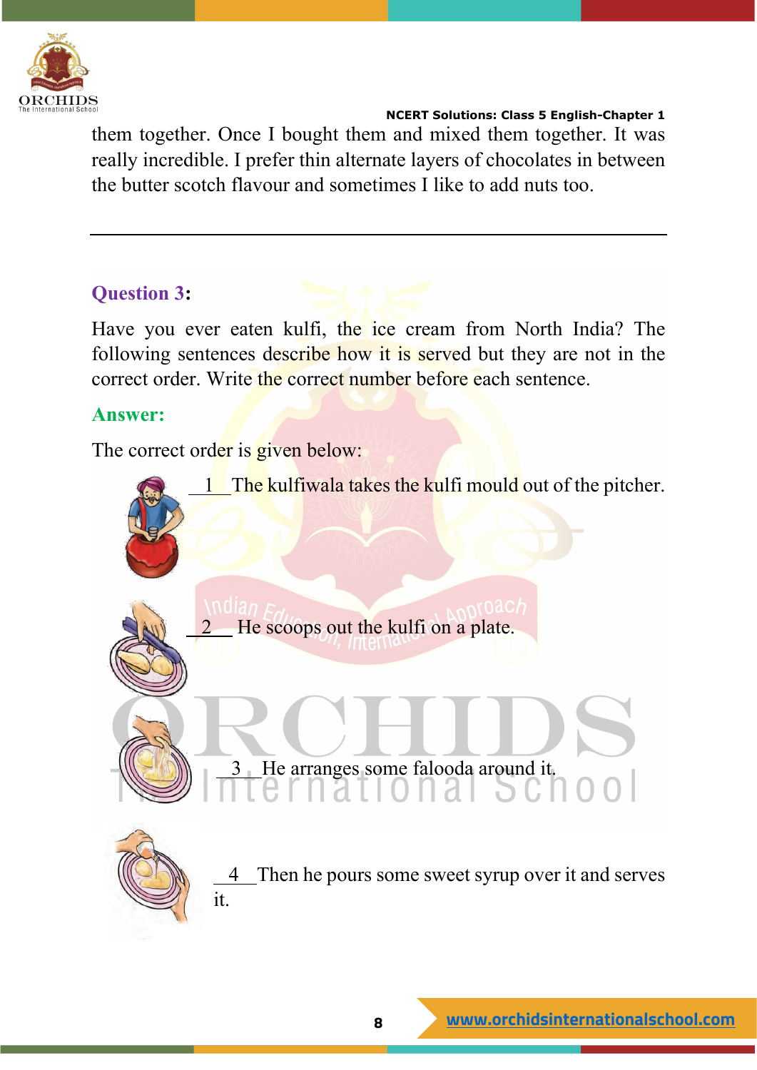them together. Once I bought them and mixed them together. It was really incredible. I prefer thin alternate layers of chocolates in between the butter scotch flavour and sometimes I like to add nuts too.

---

**Question 3:**

Have you ever eaten kulfi, the ice cream from North India? The following sentences describe how it is served but they are not in the correct order. Write the correct number before each sentence.

**Answer:**

The correct order is given below:

__1__ The kulfiwala takes the kulfi mould out of the pitcher.

__2__ He scoops out the kulfi on a plate.

__3__ He arranges some falooda around it.

__4__ Then he pours some sweet syrup over it and serves it.